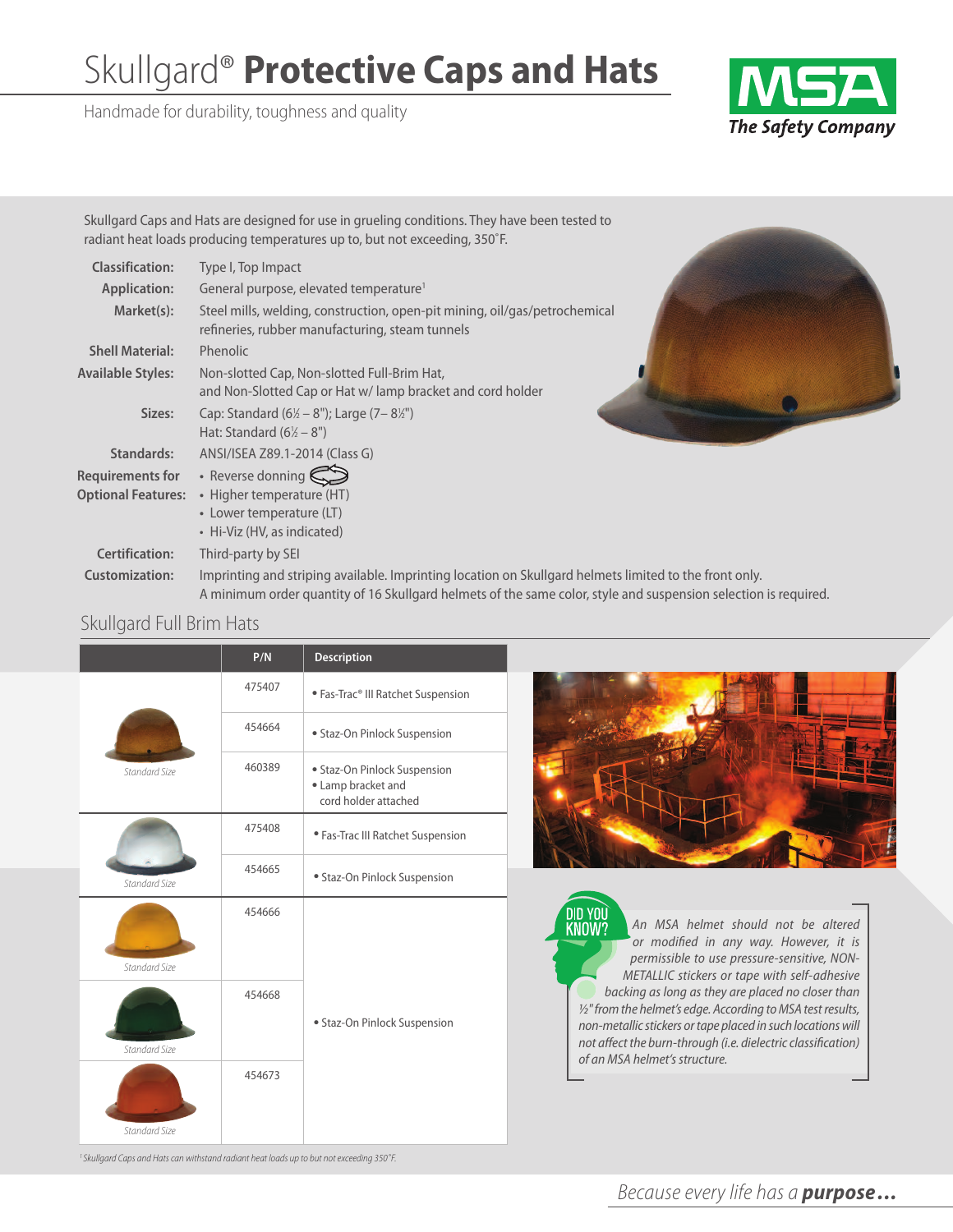# Skullgard® **Protective Caps and Hats**

Handmade for durability, toughness and quality

MSA The Safety Company

Skullgard Caps and Hats are designed for use in grueling conditions. They have been tested to radiant heat loads producing temperatures up to, but not exceeding, 350˚F.

| | |
|---|---|
| **Classification:** | Type I, Top Impact |
| **Application:** | General purpose, elevated temperature[1] |
| **Market(s):** | Steel mills, welding, construction, open-pit mining, oil/gas/petrochemical refineries, rubber manufacturing, steam tunnels |
| **Shell Material:** | Phenolic |
| **Available Styles:** | Non-slotted Cap, Non-slotted Full-Brim Hat, and Non-Slotted Cap or Hat w/ lamp bracket and cord holder |
| **Sizes:** | Cap: Standard (6½ – 8"); Large (7– 8½")<br>Hat: Standard (6½ – 8") |
| **Standards:** | ANSI/ISEA Z89.1-2014 (Class G) |
| **Requirements for Optional Features:** | • Reverse donning<br>• Higher temperature (HT)<br>• Lower temperature (LT)<br>• Hi-Viz (HV, as indicated) |
| **Certification:** | Third-party by SEI |
| **Customization:** | Imprinting and striping available. Imprinting location on Skullgard helmets limited to the front only.<br>A minimum order quantity of 16 Skullgard helmets of the same color, style and suspension selection is required. |

## Skullgard Full Brim Hats

| | P/N | Description |
|---|---|---|
| Standard Size | 475407 | • Fas-Trac® III Ratchet Suspension |
| | 454664 | • Staz-On Pinlock Suspension |
| | 460389 | • Staz-On Pinlock Suspension<br>• Lamp bracket and cord holder attached |
| Standard Size | 475408 | • Fas-Trac III Ratchet Suspension |
| | 454665 | • Staz-On Pinlock Suspension |
| Standard Size | 454666 | • Staz-On Pinlock Suspension |
| Standard Size | 454668 | • Staz-On Pinlock Suspension |
| Standard Size | 454673 | • Staz-On Pinlock Suspension |

**DID YOU KNOW?**

*An MSA helmet should not be altered or modified in any way. However, it is permissible to use pressure-sensitive, NON-METALLIC stickers or tape with self-adhesive backing as long as they are placed no closer than ½" from the helmet's edge. According to MSA test results, non-metallic stickers or tape placed in such locations will not affect the burn-through (i.e. dielectric classification) of an MSA helmet's structure.*

[1] *Skullgard Caps and Hats can withstand radiant heat loads up to but not exceeding 350˚F.*

*Because every life has a* ***purpose...***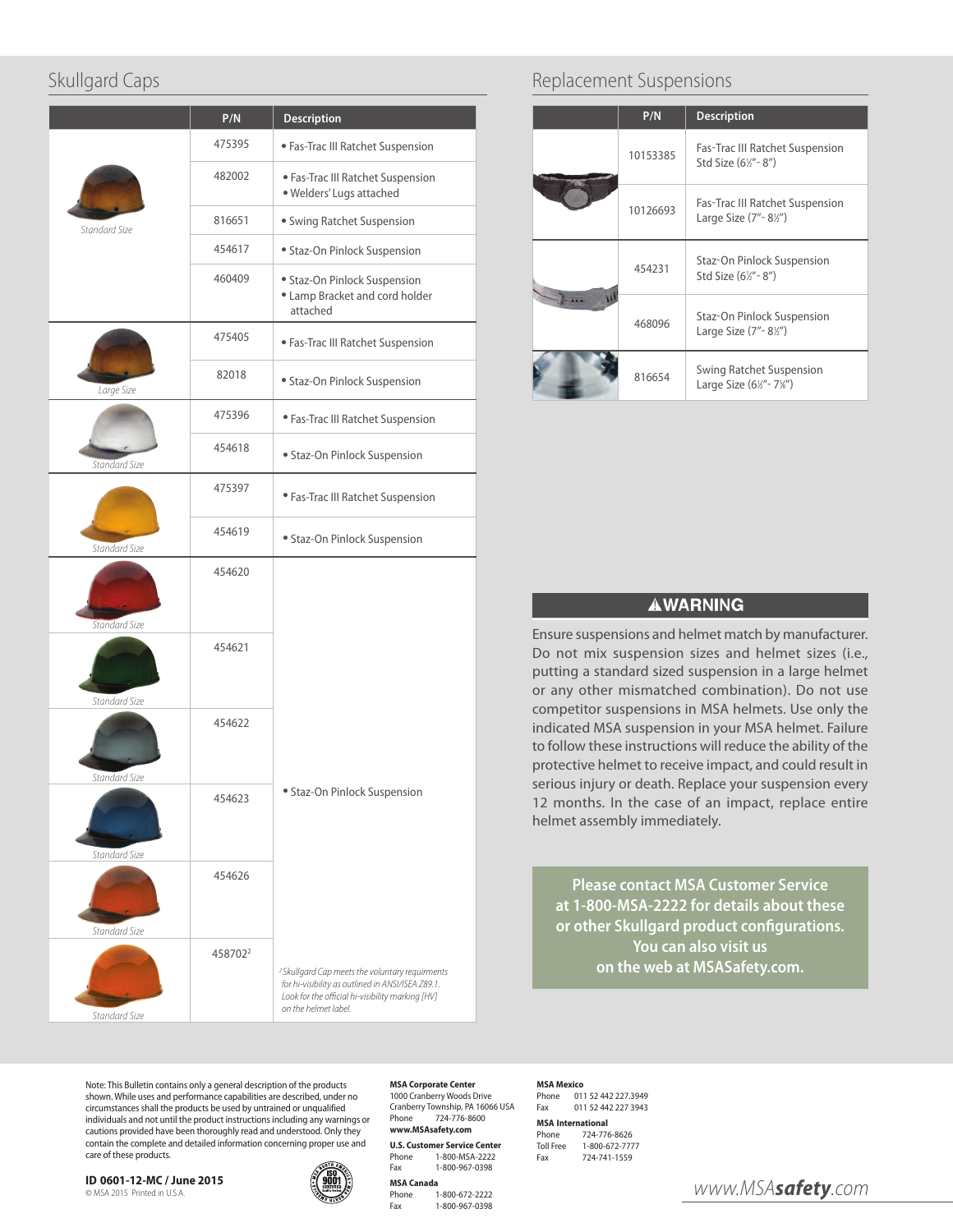## Skullgard Caps

| | P/N | Description |
|---|---|---|
| *Standard Size* | 475395 | • Fas-Trac III Ratchet Suspension |
| | 482002 | • Fas-Trac III Ratchet Suspension<br>• Welders' Lugs attached |
| | 816651 | • Swing Ratchet Suspension |
| | 454617 | • Staz-On Pinlock Suspension |
| | 460409 | • Staz-On Pinlock Suspension<br>• Lamp Bracket and cord holder attached |
| *Large Size* | 475405 | • Fas-Trac III Ratchet Suspension |
| | 82018 | • Staz-On Pinlock Suspension |
| *Standard Size* | 475396 | • Fas-Trac III Ratchet Suspension |
| | 454618 | • Staz-On Pinlock Suspension |
| *Standard Size* | 475397 | • Fas-Trac III Ratchet Suspension |
| | 454619 | • Staz-On Pinlock Suspension |
| *Standard Size* | 454620 | • Staz-On Pinlock Suspension |
| *Standard Size* | 454621 | • Staz-On Pinlock Suspension |
| *Standard Size* | 454622 | • Staz-On Pinlock Suspension |
| *Standard Size* | 454623 | • Staz-On Pinlock Suspension |
| *Standard Size* | 454626 | • Staz-On Pinlock Suspension |
| *Standard Size* | 458702[2] | • Staz-On Pinlock Suspension |

*[2] Skullgard Cap meets the voluntary requirments for hi-visibility as outlined in ANSI/ISEA Z89.1. Look for the official hi-visibility marking [HV] on the helmet label.*

## Replacement Suspensions

| | P/N | Description |
|---|---|---|
| | 10153385 | Fas-Trac III Ratchet Suspension Std Size (6½"- 8") |
| | 10126693 | Fas-Trac III Ratchet Suspension Large Size (7"- 8½") |
| | 454231 | Staz-On Pinlock Suspension Std Size (6½"- 8") |
| | 468096 | Staz-On Pinlock Suspension Large Size (7"- 8½") |
| | 816654 | Swing Ratchet Suspension Large Size (6½"- 7⅞") |

### ⚠WARNING

Ensure suspensions and helmet match by manufacturer. Do not mix suspension sizes and helmet sizes (i.e., putting a standard sized suspension in a large helmet or any other mismatched combination). Do not use competitor suspensions in MSA helmets. Use only the indicated MSA suspension in your MSA helmet. Failure to follow these instructions will reduce the ability of the protective helmet to receive impact, and could result in serious injury or death. Replace your suspension every 12 months. In the case of an impact, replace entire helmet assembly immediately.

**Please contact MSA Customer Service at 1-800-MSA-2222 for details about these or other Skullgard product configurations. You can also visit us on the web at MSASafety.com.**

Note: This Bulletin contains only a general description of the products shown. While uses and performance capabilities are described, under no circumstances shall the products be used by untrained or unqualified individuals and not until the product instructions including any warnings or cautions provided have been thoroughly read and understood. Only they contain the complete and detailed information concerning proper use and care of these products.

**ID 0601-12-MC / June 2015**
© MSA 2015 Printed in U.S.A.

**MSA Corporate Center**
1000 Cranberry Woods Drive
Cranberry Township, PA 16066 USA
Phone 724-776-8600
**www.MSAsafety.com**

**U.S. Customer Service Center**
Phone 1-800-MSA-2222
Fax 1-800-967-0398

**MSA Canada**
Phone 1-800-672-2222
Fax 1-800-967-0398

**MSA Mexico**
Phone 011 52 442 227.3949
Fax 011 52 442 227 3943

**MSA International**
Phone 724-776-8626
Toll Free 1-800-672-7777
Fax 724-741-1559

www.MSA**safety**.com